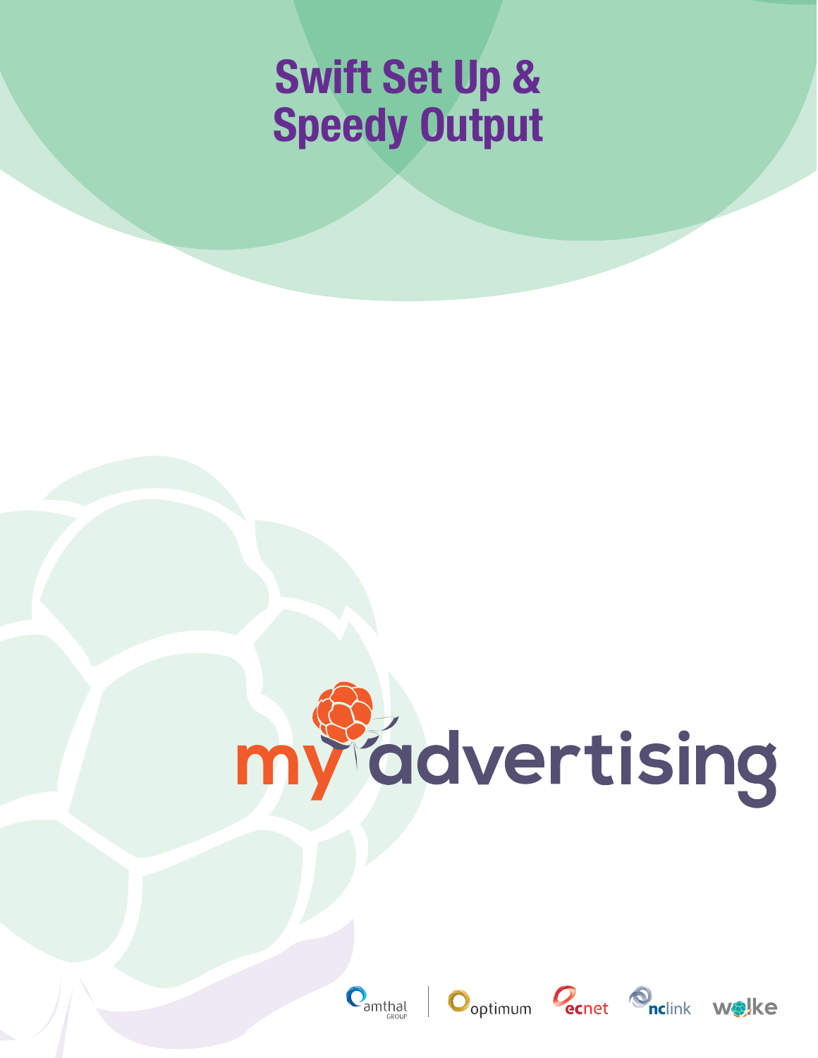# Swift Set Up & Speedy Output

my advertising

amthal GROUP | optimum ecnet nclink wolke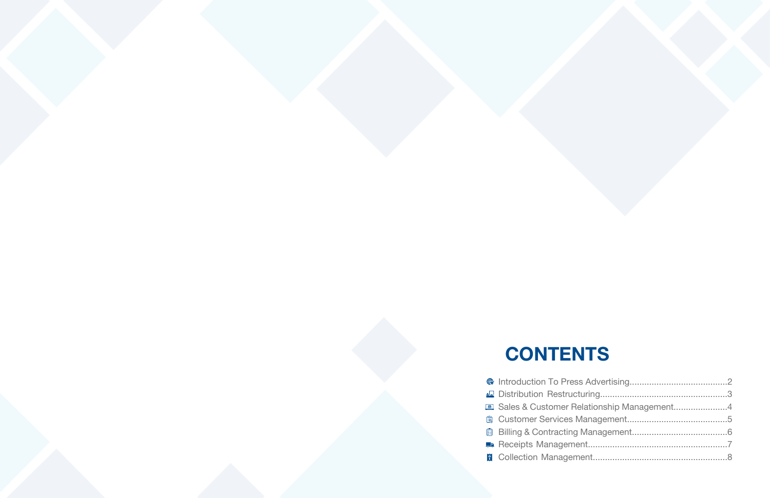# CONTENTS

- Introduction To Press Advertising........................................2
- Distribution Restructuring...................................................3
- Sales & Customer Relationship Management......................4
- Customer Services Management.........................................5
- Billing & Contracting Management.......................................6
- Receipts Management........................................................7
- Collection Management......................................................8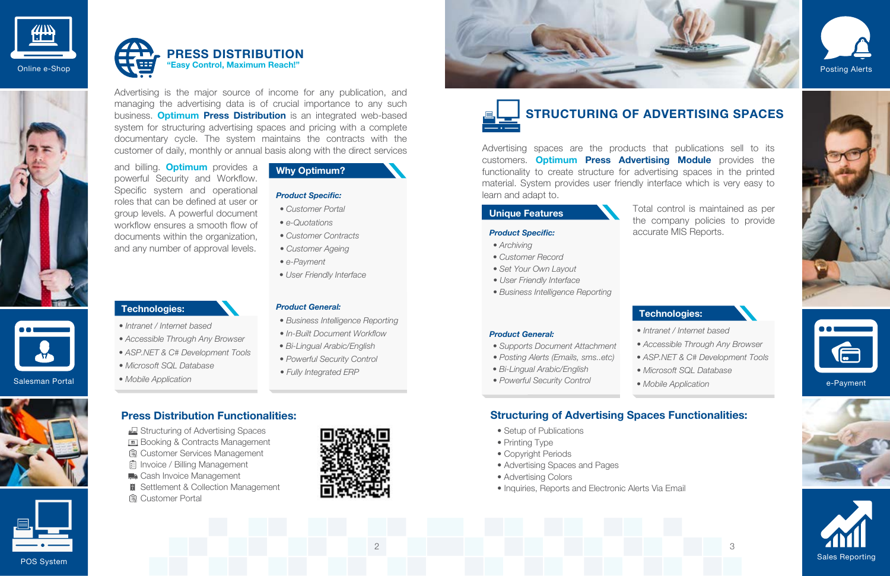Online e-Shop

## PRESS DISTRIBUTION

**"Easy Control, Maximum Reach!"**

Advertising is the major source of income for any publication, and managing the advertising data is of crucial importance to any such business. **Optimum Press Distribution** is an integrated web-based system for structuring advertising spaces and pricing with a complete documentary cycle. The system maintains the contracts with the customer of daily, monthly or annual basis along with the direct services and billing. **Optimum** provides a powerful Security and Workflow. Specific system and operational roles that can be defined at user or group levels. A powerful document workflow ensures a smooth flow of documents within the organization, and any number of approval levels.

### Why Optimum?

***Product Specific:***

- *Customer Portal*
- *e-Quotations*
- *Customer Contracts*
- *Customer Ageing*
- *e-Payment*
- *User Friendly Interface*

***Product General:***

- *Business Intelligence Reporting*
- *In-Built Document Workflow*
- *Bi-Lingual Arabic/English*
- *Powerful Security Control*
- *Fully Integrated ERP*

### Technologies:

- *Intranet / Internet based*
- *Accessible Through Any Browser*
- *ASP.NET & C# Development Tools*
- *Microsoft SQL Database*
- *Mobile Application*

Salesman Portal

### Press Distribution Functionalities:

- Structuring of Advertising Spaces
- Booking & Contracts Management
- Customer Services Management
- Invoice / Billing Management
- Cash Invoice Management
- Settlement & Collection Management
- Customer Portal

POS System

Posting Alerts

## STRUCTURING OF ADVERTISING SPACES

Advertising spaces are the products that publications sell to its customers. **Optimum Press Advertising Module** provides the functionality to create structure for advertising spaces in the printed material. System provides user friendly interface which is very easy to learn and adapt to.

Total control is maintained as per the company policies to provide accurate MIS Reports.

### Unique Features

***Product Specific:***

- *Archiving*
- *Customer Record*
- *Set Your Own Layout*
- *User Friendly Interface*
- *Business Intelligence Reporting*

***Product General:***

- *Supports Document Attachment*
- *Posting Alerts (Emails, sms..etc)*
- *Bi-Lingual Arabic/English*
- *Powerful Security Control*

### Technologies:

- *Intranet / Internet based*
- *Accessible Through Any Browser*
- *ASP.NET & C# Development Tools*
- *Microsoft SQL Database*
- *Mobile Application*

e-Payment

### Structuring of Advertising Spaces Functionalities:

- Setup of Publications
- Printing Type
- Copyright Periods
- Advertising Spaces and Pages
- Advertising Colors
- Inquiries, Reports and Electronic Alerts Via Email

Sales Reporting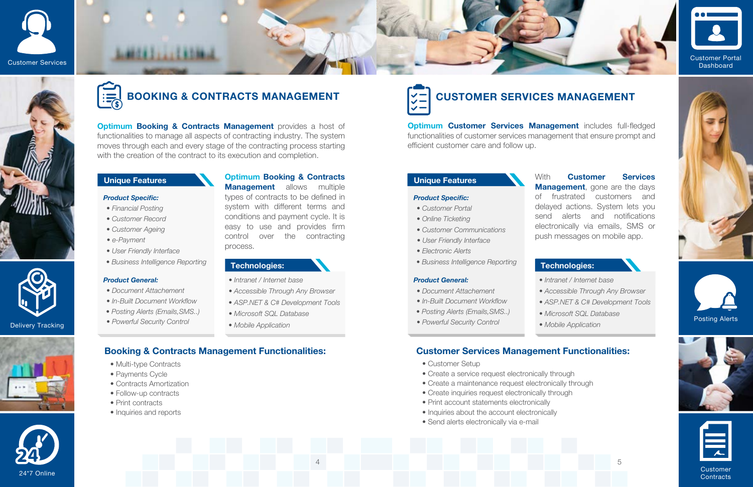Customer Services

Customer Portal Dashboard

## BOOKING & CONTRACTS MANAGEMENT

**Optimum Booking & Contracts Management** provides a host of functionalities to manage all aspects of contracting industry. The system moves through each and every stage of the contracting process starting with the creation of the contract to its execution and completion.

### Unique Features

***Product Specific:***

- *Financial Posting*
- *Customer Record*
- *Customer Ageing*
- *e-Payment*
- *User Friendly Interface*
- *Business Intelligence Reporting*

***Product General:***

- *Document Attachement*
- *In-Built Document Workflow*
- *Posting Alerts (Emails,SMS..)*
- *Powerful Security Control*

**Optimum Booking & Contracts Management** allows multiple types of contracts to be defined in system with different terms and conditions and payment cycle. It is easy to use and provides firm control over the contracting process.

### Technologies:

- *Intranet / Internet base*
- *Accessible Through Any Browser*
- *ASP.NET & C# Development Tools*
- *Microsoft SQL Database*
- *Mobile Application*

### Booking & Contracts Management Functionalities:

- Multi-type Contracts
- Payments Cycle
- Contracts Amortization
- Follow-up contracts
- Print contracts
- Inquiries and reports

## CUSTOMER SERVICES MANAGEMENT

**Optimum Customer Services Management** includes full-fledged functionalities of customer services management that ensure prompt and efficient customer care and follow up.

### Unique Features

***Product Specific:***

- *Customer Portal*
- *Online Ticketing*
- *Customer Communications*
- *User Friendly Interface*
- *Electronic Alerts*
- *Business Intelligence Reporting*

***Product General:***

- *Document Attachement*
- *In-Built Document Workflow*
- *Posting Alerts (Emails,SMS..)*
- *Powerful Security Control*

With **Customer Services Management**, gone are the days of frustrated customers and delayed actions. System lets you send alerts and notifications electronically via emails, SMS or push messages on mobile app.

### Technologies:

- *Intranet / Internet base*
- *Accessible Through Any Browser*
- *ASP.NET & C# Development Tools*
- *Microsoft SQL Database*
- *Mobile Application*

### Customer Services Management Functionalities:

- Customer Setup
- Create a service request electronically through
- Create a maintenance request electronically through
- Create inquiries request electronically through
- Print account statements electronically
- Inquiries about the account electronically
- Send alerts electronically via e-mail

Delivery Tracking

Posting Alerts

24*7 Online

Customer Contracts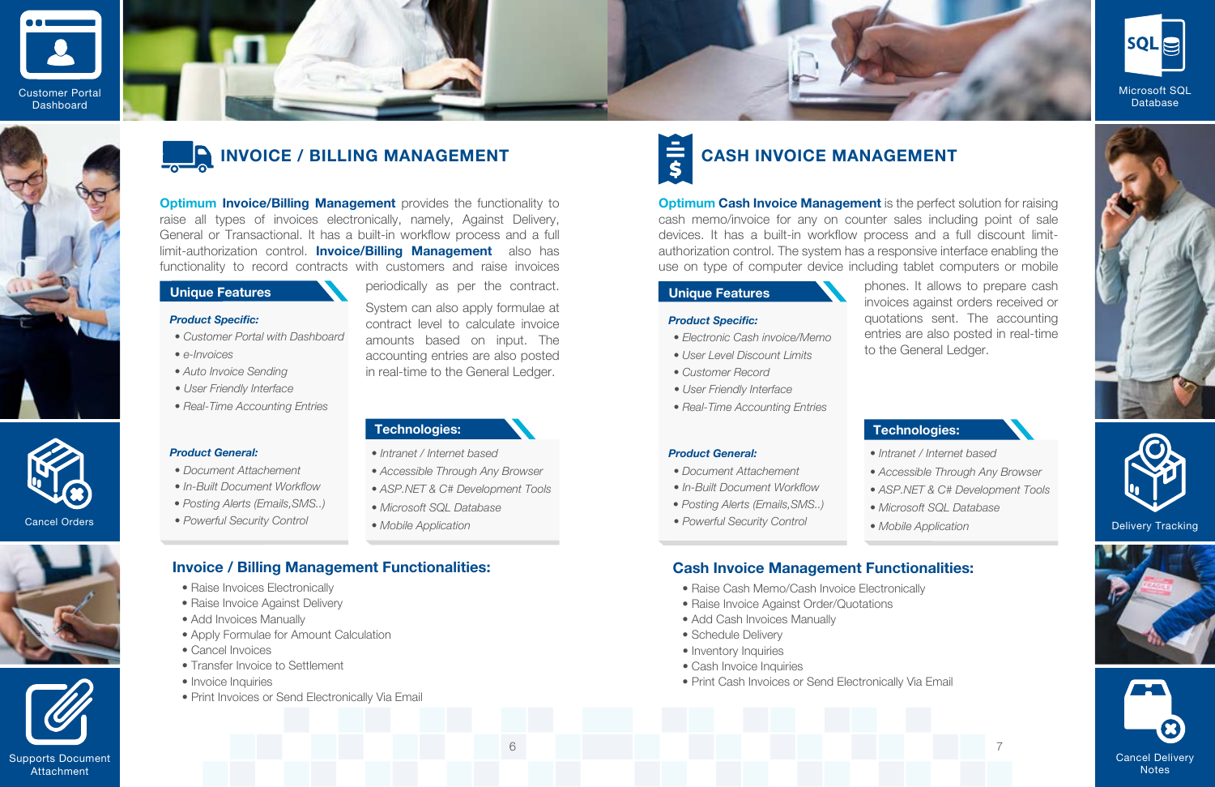Customer Portal Dashboard

Microsoft SQL Database

## INVOICE / BILLING MANAGEMENT

**Optimum Invoice/Billing Management** provides the functionality to raise all types of invoices electronically, namely, Against Delivery, General or Transactional. It has a built-in workflow process and a full limit-authorization control. **Invoice/Billing Management** also has functionality to record contracts with customers and raise invoices periodically as per the contract.

System can also apply formulae at contract level to calculate invoice amounts based on input. The accounting entries are also posted in real-time to the General Ledger.

### Unique Features

***Product Specific:***

- *Customer Portal with Dashboard*
- *e-Invoices*
- *Auto Invoice Sending*
- *User Friendly Interface*
- *Real-Time Accounting Entries*

***Product General:***

- *Document Attachement*
- *In-Built Document Workflow*
- *Posting Alerts (Emails,SMS..)*
- *Powerful Security Control*

### Technologies:

- *Intranet / Internet based*
- *Accessible Through Any Browser*
- *ASP.NET & C# Development Tools*
- *Microsoft SQL Database*
- *Mobile Application*

### Invoice / Billing Management Functionalities:

- Raise Invoices Electronically
- Raise Invoice Against Delivery
- Add Invoices Manually
- Apply Formulae for Amount Calculation
- Cancel Invoices
- Transfer Invoice to Settlement
- Invoice Inquiries
- Print Invoices or Send Electronically Via Email

## CASH INVOICE MANAGEMENT

**Optimum Cash Invoice Management** is the perfect solution for raising cash memo/invoice for any on counter sales including point of sale devices. It has a built-in workflow process and a full discount limit-authorization control. The system has a responsive interface enabling the use on type of computer device including tablet computers or mobile phones. It allows to prepare cash invoices against orders received or quotations sent. The accounting entries are also posted in real-time to the General Ledger.

### Unique Features

***Product Specific:***

- *Electronic Cash invoice/Memo*
- *User Level Discount Limits*
- *Customer Record*
- *User Friendly Interface*
- *Real-Time Accounting Entries*

***Product General:***

- *Document Attachement*
- *In-Built Document Workflow*
- *Posting Alerts (Emails,SMS..)*
- *Powerful Security Control*

### Technologies:

- *Intranet / Internet based*
- *Accessible Through Any Browser*
- *ASP.NET & C# Development Tools*
- *Microsoft SQL Database*
- *Mobile Application*

### Cash Invoice Management Functionalities:

- Raise Cash Memo/Cash Invoice Electronically
- Raise Invoice Against Order/Quotations
- Add Cash Invoices Manually
- Schedule Delivery
- Inventory Inquiries
- Cash Invoice Inquiries
- Print Cash Invoices or Send Electronically Via Email

Cancel Orders

Delivery Tracking

Supports Document Attachment

Cancel Delivery Notes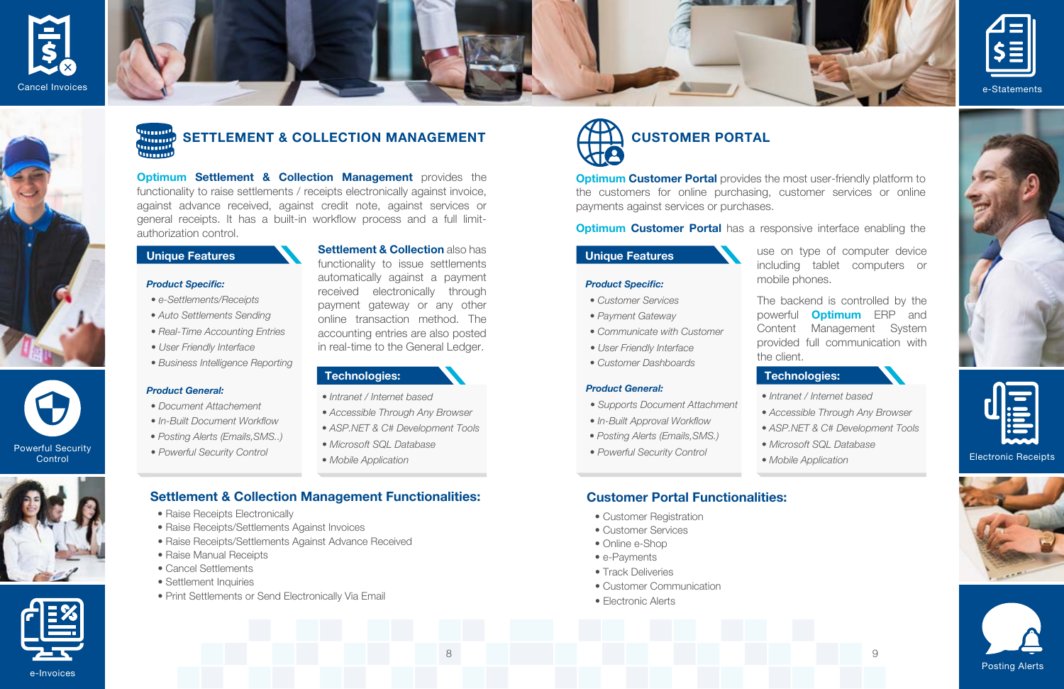Cancel Invoices

e-Statements

Powerful Security Control

Electronic Receipts

e-Invoices

Posting Alerts

## SETTLEMENT & COLLECTION MANAGEMENT

**Optimum Settlement & Collection Management** provides the functionality to raise settlements / receipts electronically against invoice, against advance received, against credit note, against services or general receipts. It has a built-in workflow process and a full limit-authorization control.

**Settlement & Collection** also has functionality to issue settlements automatically against a payment received electronically through payment gateway or any other online transaction method. The accounting entries are also posted in real-time to the General Ledger.

### Unique Features

***Product Specific:***

- *e-Settlements/Receipts*
- *Auto Settlements Sending*
- *Real-Time Accounting Entries*
- *User Friendly Interface*
- *Business Intelligence Reporting*

***Product General:***

- *Document Attachment*
- *In-Built Document Workflow*
- *Posting Alerts (Emails,SMS..)*
- *Powerful Security Control*

### Technologies:

- *Intranet / Internet based*
- *Accessible Through Any Browser*
- *ASP.NET & C# Development Tools*
- *Microsoft SQL Database*
- *Mobile Application*

### Settlement & Collection Management Functionalities:

- Raise Receipts Electronically
- Raise Receipts/Settlements Against Invoices
- Raise Receipts/Settlements Against Advance Received
- Raise Manual Receipts
- Cancel Settlements
- Settlement Inquiries
- Print Settlements or Send Electronically Via Email

## CUSTOMER PORTAL

**Optimum Customer Portal** provides the most user-friendly platform to the customers for online purchasing, customer services or online payments against services or purchases.

**Optimum Customer Portal** has a responsive interface enabling the use on type of computer device including tablet computers or mobile phones.

The backend is controlled by the powerful **Optimum** ERP and Content Management System provided full communication with the client.

### Unique Features

***Product Specific:***

- *Customer Services*
- *Payment Gateway*
- *Communicate with Customer*
- *User Friendly Interface*
- *Customer Dashboards*

***Product General:***

- *Supports Document Attachment*
- *In-Built Approval Workflow*
- *Posting Alerts (Emails,SMS.)*
- *Powerful Security Control*

### Technologies:

- *Intranet / Internet based*
- *Accessible Through Any Browser*
- *ASP.NET & C# Development Tools*
- *Microsoft SQL Database*
- *Mobile Application*

### Customer Portal Functionalities:

- Customer Registration
- Customer Services
- Online e-Shop
- e-Payments
- Track Deliveries
- Customer Communication
- Electronic Alerts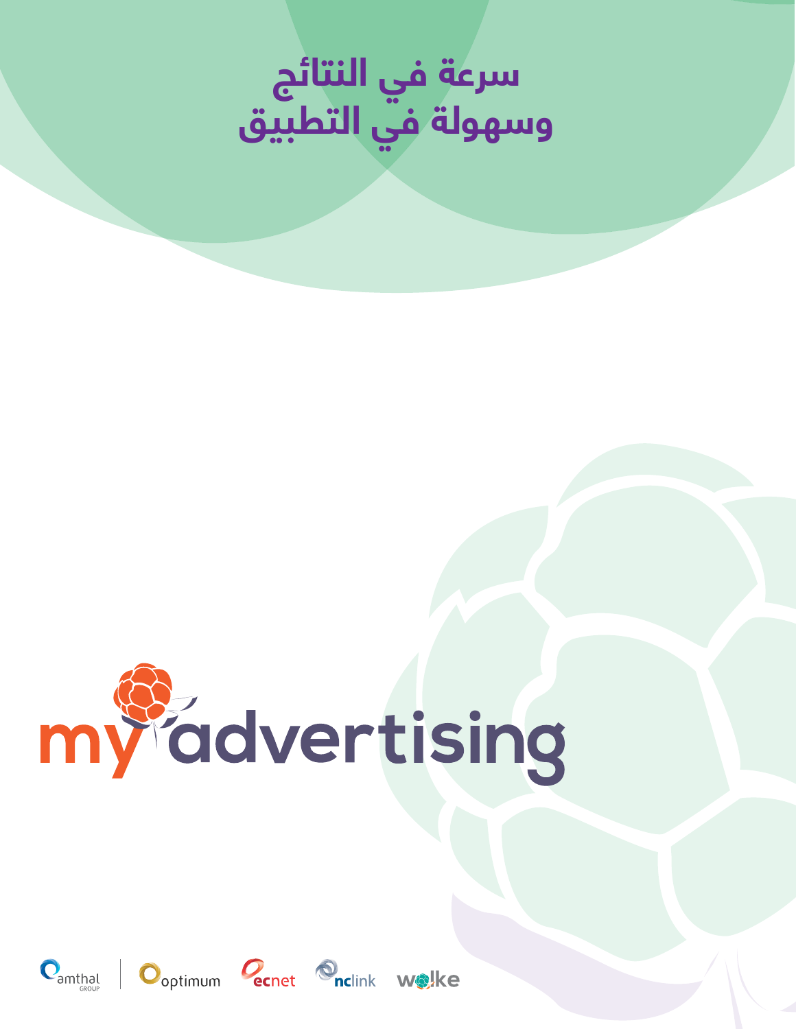# سرعة في النتائج
# وسهولة في التطبيق

my advertising

amthal GROUP | optimum ecnet nclink wolke